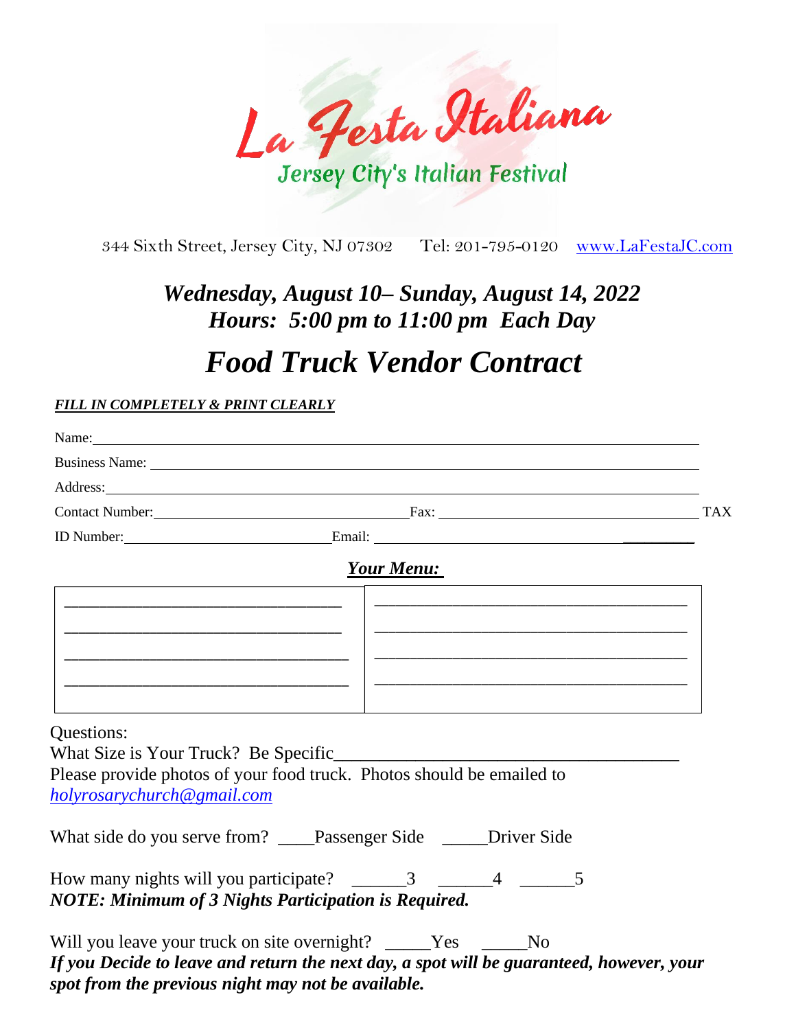# La Festa Italiana

## Jersey City's Italian Festival

344 Sixth Street, Jersey City, NJ 07302 Tel: 201-795-0120 [www.LaFestaJC.com](http://www.LaFestaJC.com)

### *Wednesday, August 10– Sunday, August 14, 2022*
### *Hours: 5:00 pm to 11:00 pm Each Day*

# *Food Truck Vendor Contract*

***FILL IN COMPLETELY & PRINT CLEARLY***

Name: ______________________________________________________________________

Business Name: ______________________________________________________________

Address: ____________________________________________________________________

Contact Number: ______________________________ Fax: ______________________________ TAX

ID Number: ______________________ Email: ____________________________________ _________

***Your Menu:***

| | |
|---|---|
| ______________________________ | ______________________________ |
| ______________________________ | ______________________________ |
| ______________________________ | ______________________________ |
| ______________________________ | ______________________________ |

Questions:

What Size is Your Truck? Be Specific____________________________________

Please provide photos of your food truck. Photos should be emailed to *holyrosarychurch@gmail.com*

What side do you serve from? ____Passenger Side _____Driver Side

How many nights will you participate? ______3 ______4 ______5

***NOTE: Minimum of 3 Nights Participation is Required.***

Will you leave your truck on site overnight? _____Yes _____No

***If you Decide to leave and return the next day, a spot will be guaranteed, however, your spot from the previous night may not be available.***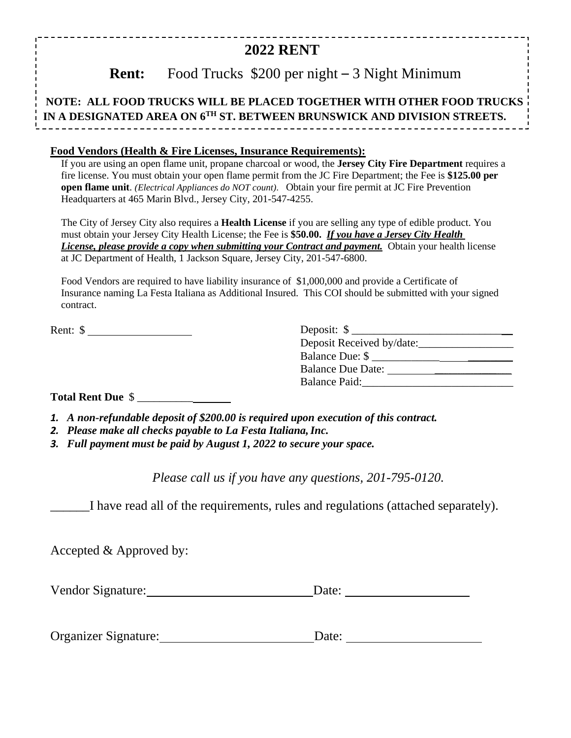## 2022 RENT

**Rent:** Food Trucks $200 per night – 3 Night Minimum

**NOTE: ALL FOOD TRUCKS WILL BE PLACED TOGETHER WITH OTHER FOOD TRUCKS IN A DESIGNATED AREA ON 6TH ST. BETWEEN BRUNSWICK AND DIVISION STREETS.**

**Food Vendors (Health & Fire Licenses, Insurance Requirements):**

If you are using an open flame unit, propane charcoal or wood, the **Jersey City Fire Department** requires a fire license. You must obtain your open flame permit from the JC Fire Department; the Fee is **$125.00 per open flame unit**. *(Electrical Appliances do NOT count).* Obtain your fire permit at JC Fire Prevention Headquarters at 465 Marin Blvd., Jersey City, 201-547-4255.

The City of Jersey City also requires a **Health License** if you are selling any type of edible product. You must obtain your Jersey City Health License; the Fee is **$50.00.** ***If you have a Jersey City Health License, please provide a copy when submitting your Contract and payment.*** Obtain your health license at JC Department of Health, 1 Jackson Square, Jersey City, 201-547-6800.

Food Vendors are required to have liability insurance of $1,000,000 and provide a Certificate of Insurance naming La Festa Italiana as Additional Insured. This COI should be submitted with your signed contract.

Rent: $ ____________________

Deposit: $ ____________________________
Deposit Received by/date:_________________
Balance Due: $ _____________________
Balance Due Date: ____________________
Balance Paid:___________________________

**Total Rent Due** $ ________________

1. ***A non-refundable deposit of $200.00 is required upon execution of this contract.***
2. ***Please make all checks payable to La Festa Italiana, Inc.***
3. ***Full payment must be paid by August 1, 2022 to secure your space.***

*Please call us if you have any questions, 201-795-0120.*

______I have read all of the requirements, rules and regulations (attached separately).

Accepted & Approved by:

Vendor Signature:____________________________ Date: ____________________

Organizer Signature:__________________________ Date: ______________________